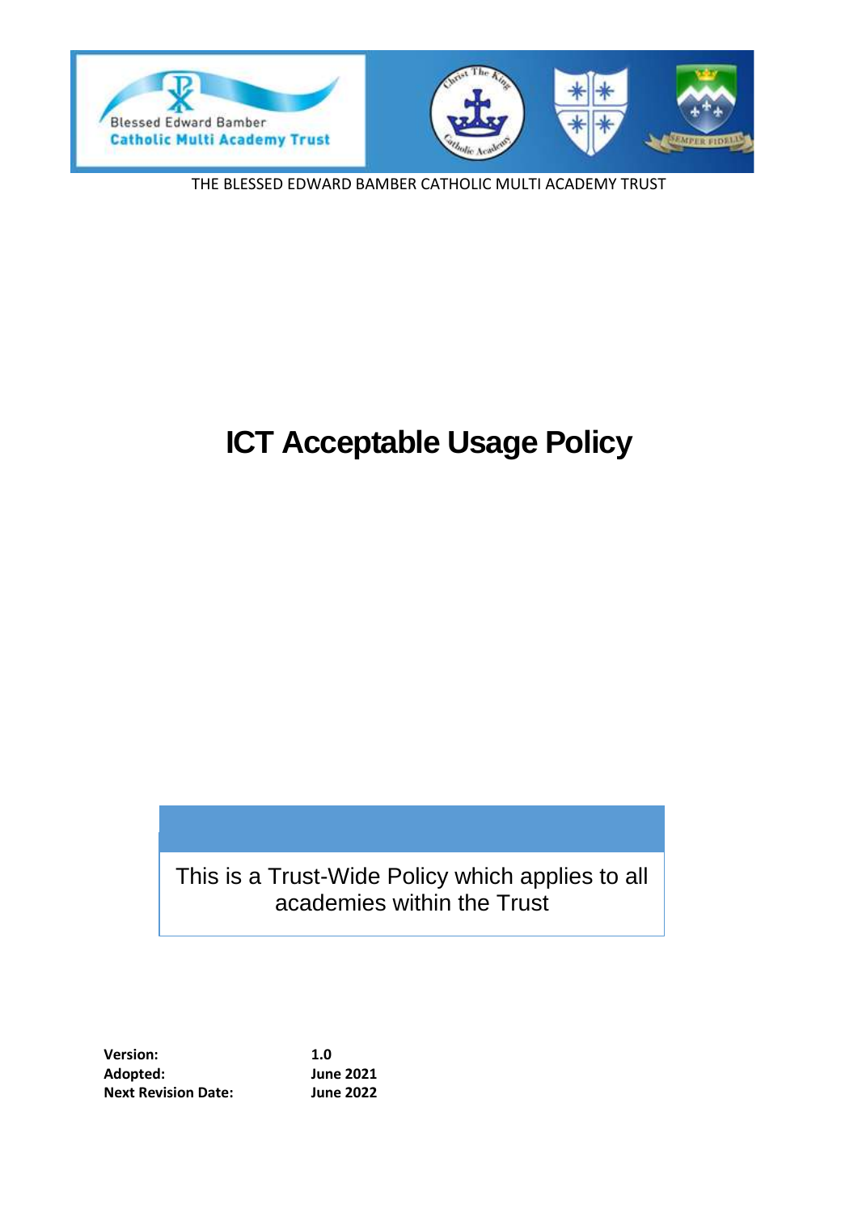Blessed Edward Bamber
Catholic Multi Academy Trust

THE BLESSED EDWARD BAMBER CATHOLIC MULTI ACADEMY TRUST

# ICT Acceptable Usage Policy

This is a Trust-Wide Policy which applies to all academies within the Trust

| | |
|---|---|
| **Version:** | **1.0** |
| **Adopted:** | **June 2021** |
| **Next Revision Date:** | **June 2022** |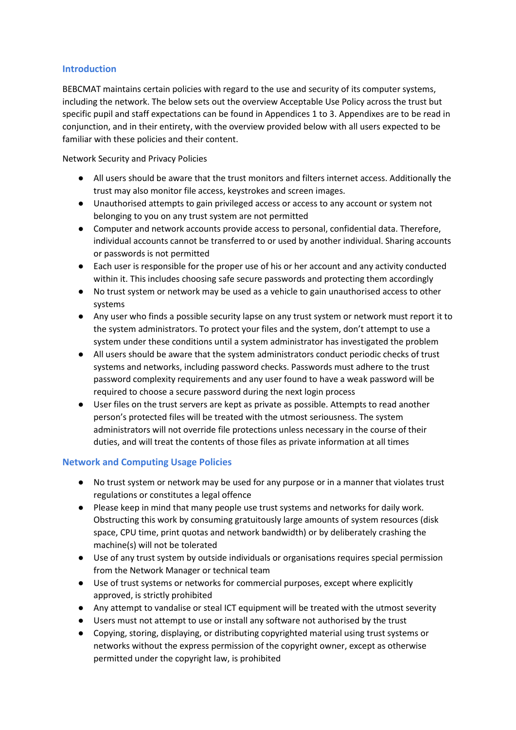## Introduction

BEBCMAT maintains certain policies with regard to the use and security of its computer systems, including the network. The below sets out the overview Acceptable Use Policy across the trust but specific pupil and staff expectations can be found in Appendices 1 to 3. Appendixes are to be read in conjunction, and in their entirety, with the overview provided below with all users expected to be familiar with these policies and their content.

Network Security and Privacy Policies

- All users should be aware that the trust monitors and filters internet access. Additionally the trust may also monitor file access, keystrokes and screen images.
- Unauthorised attempts to gain privileged access or access to any account or system not belonging to you on any trust system are not permitted
- Computer and network accounts provide access to personal, confidential data. Therefore, individual accounts cannot be transferred to or used by another individual. Sharing accounts or passwords is not permitted
- Each user is responsible for the proper use of his or her account and any activity conducted within it. This includes choosing safe secure passwords and protecting them accordingly
- No trust system or network may be used as a vehicle to gain unauthorised access to other systems
- Any user who finds a possible security lapse on any trust system or network must report it to the system administrators. To protect your files and the system, don't attempt to use a system under these conditions until a system administrator has investigated the problem
- All users should be aware that the system administrators conduct periodic checks of trust systems and networks, including password checks. Passwords must adhere to the trust password complexity requirements and any user found to have a weak password will be required to choose a secure password during the next login process
- User files on the trust servers are kept as private as possible. Attempts to read another person's protected files will be treated with the utmost seriousness. The system administrators will not override file protections unless necessary in the course of their duties, and will treat the contents of those files as private information at all times

## Network and Computing Usage Policies

- No trust system or network may be used for any purpose or in a manner that violates trust regulations or constitutes a legal offence
- Please keep in mind that many people use trust systems and networks for daily work. Obstructing this work by consuming gratuitously large amounts of system resources (disk space, CPU time, print quotas and network bandwidth) or by deliberately crashing the machine(s) will not be tolerated
- Use of any trust system by outside individuals or organisations requires special permission from the Network Manager or technical team
- Use of trust systems or networks for commercial purposes, except where explicitly approved, is strictly prohibited
- Any attempt to vandalise or steal ICT equipment will be treated with the utmost severity
- Users must not attempt to use or install any software not authorised by the trust
- Copying, storing, displaying, or distributing copyrighted material using trust systems or networks without the express permission of the copyright owner, except as otherwise permitted under the copyright law, is prohibited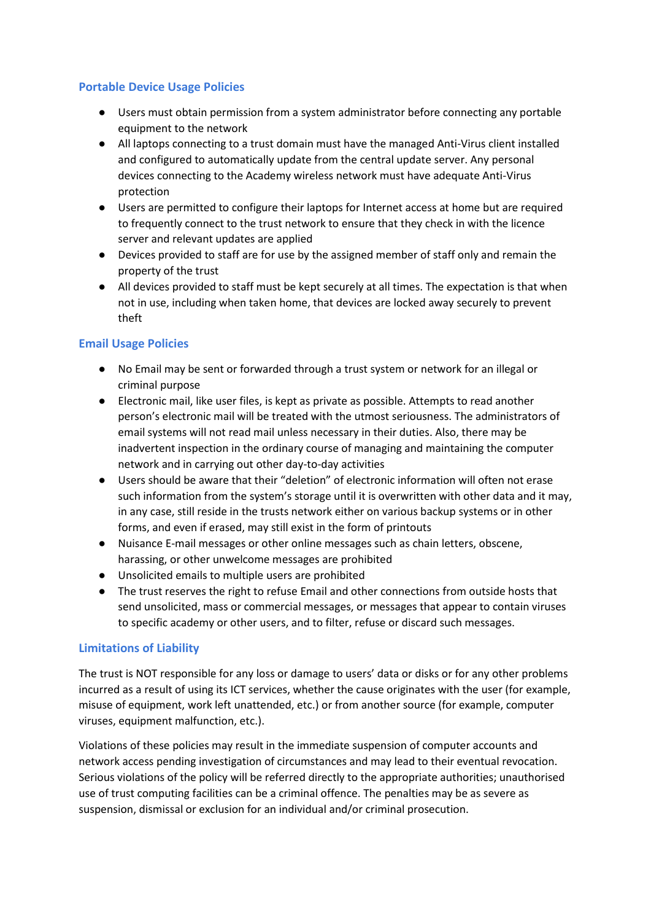## Portable Device Usage Policies

- Users must obtain permission from a system administrator before connecting any portable equipment to the network
- All laptops connecting to a trust domain must have the managed Anti-Virus client installed and configured to automatically update from the central update server. Any personal devices connecting to the Academy wireless network must have adequate Anti-Virus protection
- Users are permitted to configure their laptops for Internet access at home but are required to frequently connect to the trust network to ensure that they check in with the licence server and relevant updates are applied
- Devices provided to staff are for use by the assigned member of staff only and remain the property of the trust
- All devices provided to staff must be kept securely at all times. The expectation is that when not in use, including when taken home, that devices are locked away securely to prevent theft

## Email Usage Policies

- No Email may be sent or forwarded through a trust system or network for an illegal or criminal purpose
- Electronic mail, like user files, is kept as private as possible. Attempts to read another person's electronic mail will be treated with the utmost seriousness. The administrators of email systems will not read mail unless necessary in their duties. Also, there may be inadvertent inspection in the ordinary course of managing and maintaining the computer network and in carrying out other day-to-day activities
- Users should be aware that their "deletion" of electronic information will often not erase such information from the system's storage until it is overwritten with other data and it may, in any case, still reside in the trusts network either on various backup systems or in other forms, and even if erased, may still exist in the form of printouts
- Nuisance E-mail messages or other online messages such as chain letters, obscene, harassing, or other unwelcome messages are prohibited
- Unsolicited emails to multiple users are prohibited
- The trust reserves the right to refuse Email and other connections from outside hosts that send unsolicited, mass or commercial messages, or messages that appear to contain viruses to specific academy or other users, and to filter, refuse or discard such messages.

## Limitations of Liability

The trust is NOT responsible for any loss or damage to users' data or disks or for any other problems incurred as a result of using its ICT services, whether the cause originates with the user (for example, misuse of equipment, work left unattended, etc.) or from another source (for example, computer viruses, equipment malfunction, etc.).

Violations of these policies may result in the immediate suspension of computer accounts and network access pending investigation of circumstances and may lead to their eventual revocation. Serious violations of the policy will be referred directly to the appropriate authorities; unauthorised use of trust computing facilities can be a criminal offence. The penalties may be as severe as suspension, dismissal or exclusion for an individual and/or criminal prosecution.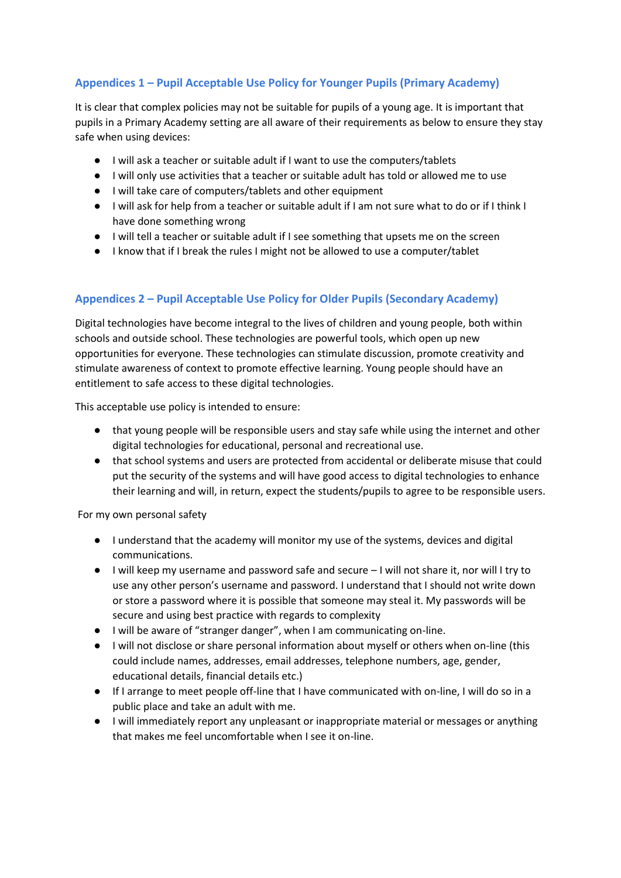## Appendices 1 – Pupil Acceptable Use Policy for Younger Pupils (Primary Academy)

It is clear that complex policies may not be suitable for pupils of a young age. It is important that pupils in a Primary Academy setting are all aware of their requirements as below to ensure they stay safe when using devices:

- I will ask a teacher or suitable adult if I want to use the computers/tablets
- I will only use activities that a teacher or suitable adult has told or allowed me to use
- I will take care of computers/tablets and other equipment
- I will ask for help from a teacher or suitable adult if I am not sure what to do or if I think I have done something wrong
- I will tell a teacher or suitable adult if I see something that upsets me on the screen
- I know that if I break the rules I might not be allowed to use a computer/tablet

## Appendices 2 – Pupil Acceptable Use Policy for Older Pupils (Secondary Academy)

Digital technologies have become integral to the lives of children and young people, both within schools and outside school. These technologies are powerful tools, which open up new opportunities for everyone. These technologies can stimulate discussion, promote creativity and stimulate awareness of context to promote effective learning. Young people should have an entitlement to safe access to these digital technologies.

This acceptable use policy is intended to ensure:

- that young people will be responsible users and stay safe while using the internet and other digital technologies for educational, personal and recreational use.
- that school systems and users are protected from accidental or deliberate misuse that could put the security of the systems and will have good access to digital technologies to enhance their learning and will, in return, expect the students/pupils to agree to be responsible users.

For my own personal safety

- I understand that the academy will monitor my use of the systems, devices and digital communications.
- I will keep my username and password safe and secure – I will not share it, nor will I try to use any other person's username and password. I understand that I should not write down or store a password where it is possible that someone may steal it. My passwords will be secure and using best practice with regards to complexity
- I will be aware of "stranger danger", when I am communicating on-line.
- I will not disclose or share personal information about myself or others when on-line (this could include names, addresses, email addresses, telephone numbers, age, gender, educational details, financial details etc.)
- If I arrange to meet people off-line that I have communicated with on-line, I will do so in a public place and take an adult with me.
- I will immediately report any unpleasant or inappropriate material or messages or anything that makes me feel uncomfortable when I see it on-line.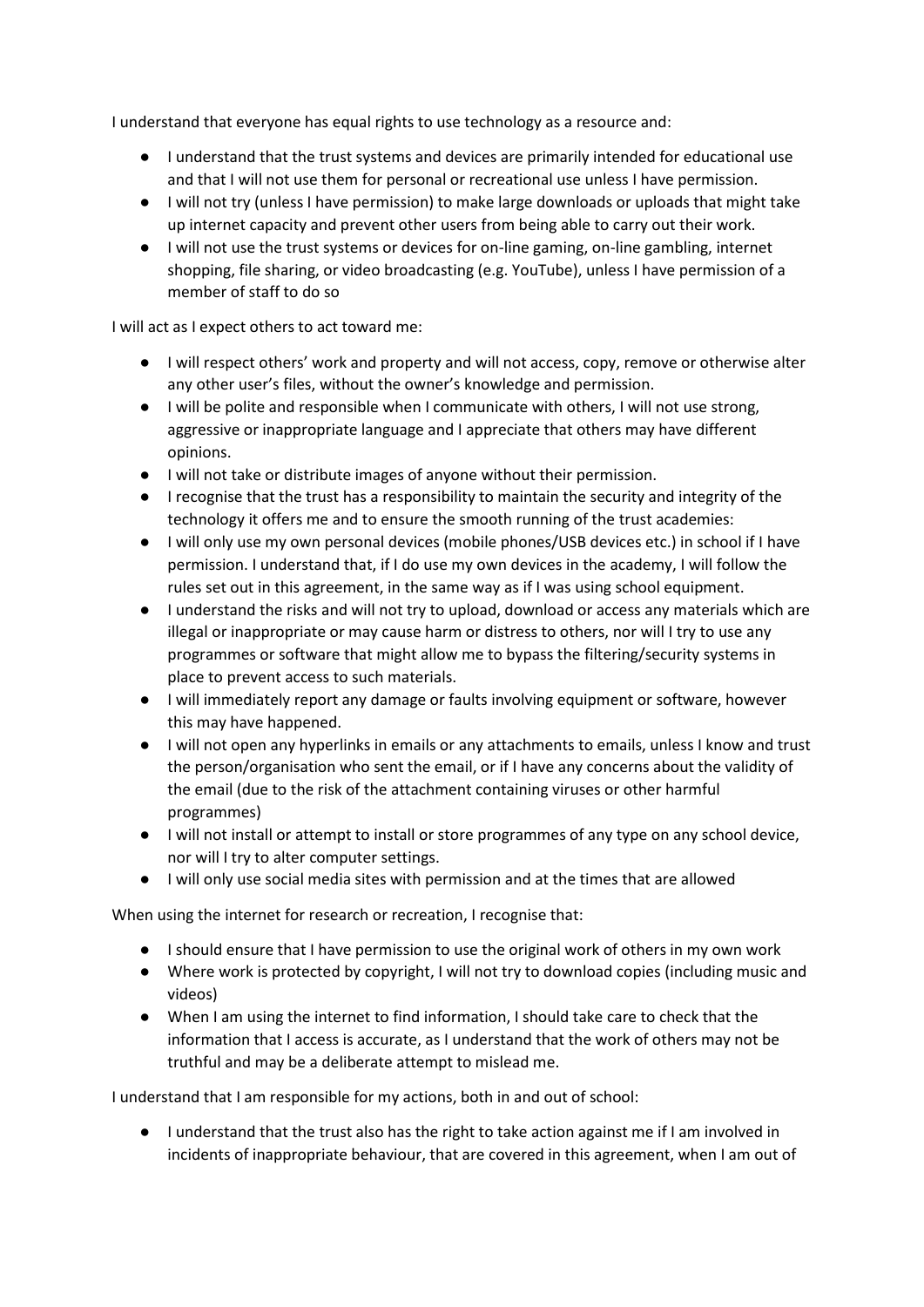I understand that everyone has equal rights to use technology as a resource and:

- I understand that the trust systems and devices are primarily intended for educational use and that I will not use them for personal or recreational use unless I have permission.
- I will not try (unless I have permission) to make large downloads or uploads that might take up internet capacity and prevent other users from being able to carry out their work.
- I will not use the trust systems or devices for on-line gaming, on-line gambling, internet shopping, file sharing, or video broadcasting (e.g. YouTube), unless I have permission of a member of staff to do so

I will act as I expect others to act toward me:

- I will respect others' work and property and will not access, copy, remove or otherwise alter any other user's files, without the owner's knowledge and permission.
- I will be polite and responsible when I communicate with others, I will not use strong, aggressive or inappropriate language and I appreciate that others may have different opinions.
- I will not take or distribute images of anyone without their permission.
- I recognise that the trust has a responsibility to maintain the security and integrity of the technology it offers me and to ensure the smooth running of the trust academies:
- I will only use my own personal devices (mobile phones/USB devices etc.) in school if I have permission. I understand that, if I do use my own devices in the academy, I will follow the rules set out in this agreement, in the same way as if I was using school equipment.
- I understand the risks and will not try to upload, download or access any materials which are illegal or inappropriate or may cause harm or distress to others, nor will I try to use any programmes or software that might allow me to bypass the filtering/security systems in place to prevent access to such materials.
- I will immediately report any damage or faults involving equipment or software, however this may have happened.
- I will not open any hyperlinks in emails or any attachments to emails, unless I know and trust the person/organisation who sent the email, or if I have any concerns about the validity of the email (due to the risk of the attachment containing viruses or other harmful programmes)
- I will not install or attempt to install or store programmes of any type on any school device, nor will I try to alter computer settings.
- I will only use social media sites with permission and at the times that are allowed

When using the internet for research or recreation, I recognise that:

- I should ensure that I have permission to use the original work of others in my own work
- Where work is protected by copyright, I will not try to download copies (including music and videos)
- When I am using the internet to find information, I should take care to check that the information that I access is accurate, as I understand that the work of others may not be truthful and may be a deliberate attempt to mislead me.

I understand that I am responsible for my actions, both in and out of school:

- I understand that the trust also has the right to take action against me if I am involved in incidents of inappropriate behaviour, that are covered in this agreement, when I am out of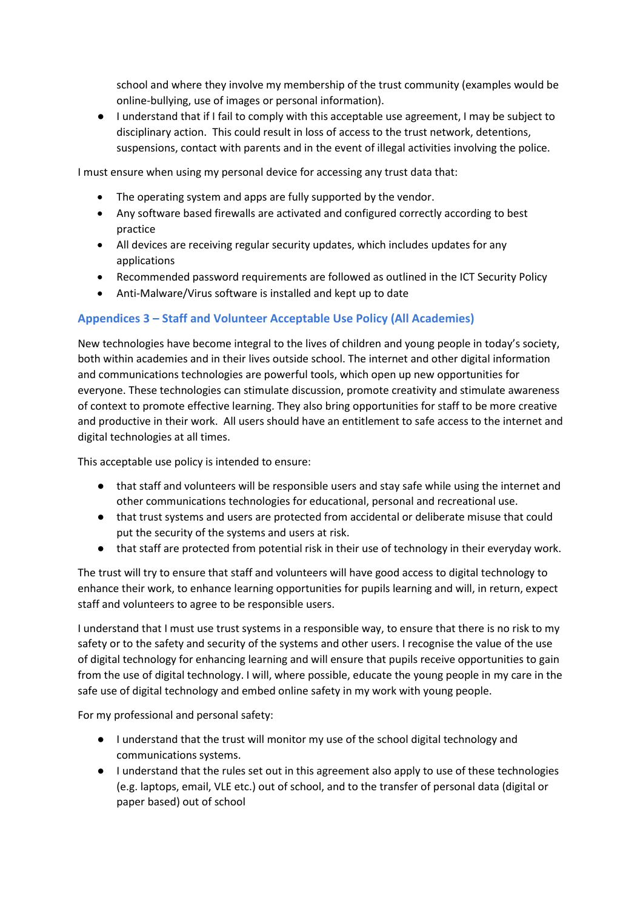- school and where they involve my membership of the trust community (examples would be online-bullying, use of images or personal information).
- I understand that if I fail to comply with this acceptable use agreement, I may be subject to disciplinary action. This could result in loss of access to the trust network, detentions, suspensions, contact with parents and in the event of illegal activities involving the police.

I must ensure when using my personal device for accessing any trust data that:

- The operating system and apps are fully supported by the vendor.
- Any software based firewalls are activated and configured correctly according to best practice
- All devices are receiving regular security updates, which includes updates for any applications
- Recommended password requirements are followed as outlined in the ICT Security Policy
- Anti-Malware/Virus software is installed and kept up to date

### Appendices 3 – Staff and Volunteer Acceptable Use Policy (All Academies)

New technologies have become integral to the lives of children and young people in today's society, both within academies and in their lives outside school. The internet and other digital information and communications technologies are powerful tools, which open up new opportunities for everyone. These technologies can stimulate discussion, promote creativity and stimulate awareness of context to promote effective learning. They also bring opportunities for staff to be more creative and productive in their work. All users should have an entitlement to safe access to the internet and digital technologies at all times.

This acceptable use policy is intended to ensure:

- that staff and volunteers will be responsible users and stay safe while using the internet and other communications technologies for educational, personal and recreational use.
- that trust systems and users are protected from accidental or deliberate misuse that could put the security of the systems and users at risk.
- that staff are protected from potential risk in their use of technology in their everyday work.

The trust will try to ensure that staff and volunteers will have good access to digital technology to enhance their work, to enhance learning opportunities for pupils learning and will, in return, expect staff and volunteers to agree to be responsible users.

I understand that I must use trust systems in a responsible way, to ensure that there is no risk to my safety or to the safety and security of the systems and other users. I recognise the value of the use of digital technology for enhancing learning and will ensure that pupils receive opportunities to gain from the use of digital technology. I will, where possible, educate the young people in my care in the safe use of digital technology and embed online safety in my work with young people.

For my professional and personal safety:

- I understand that the trust will monitor my use of the school digital technology and communications systems.
- I understand that the rules set out in this agreement also apply to use of these technologies (e.g. laptops, email, VLE etc.) out of school, and to the transfer of personal data (digital or paper based) out of school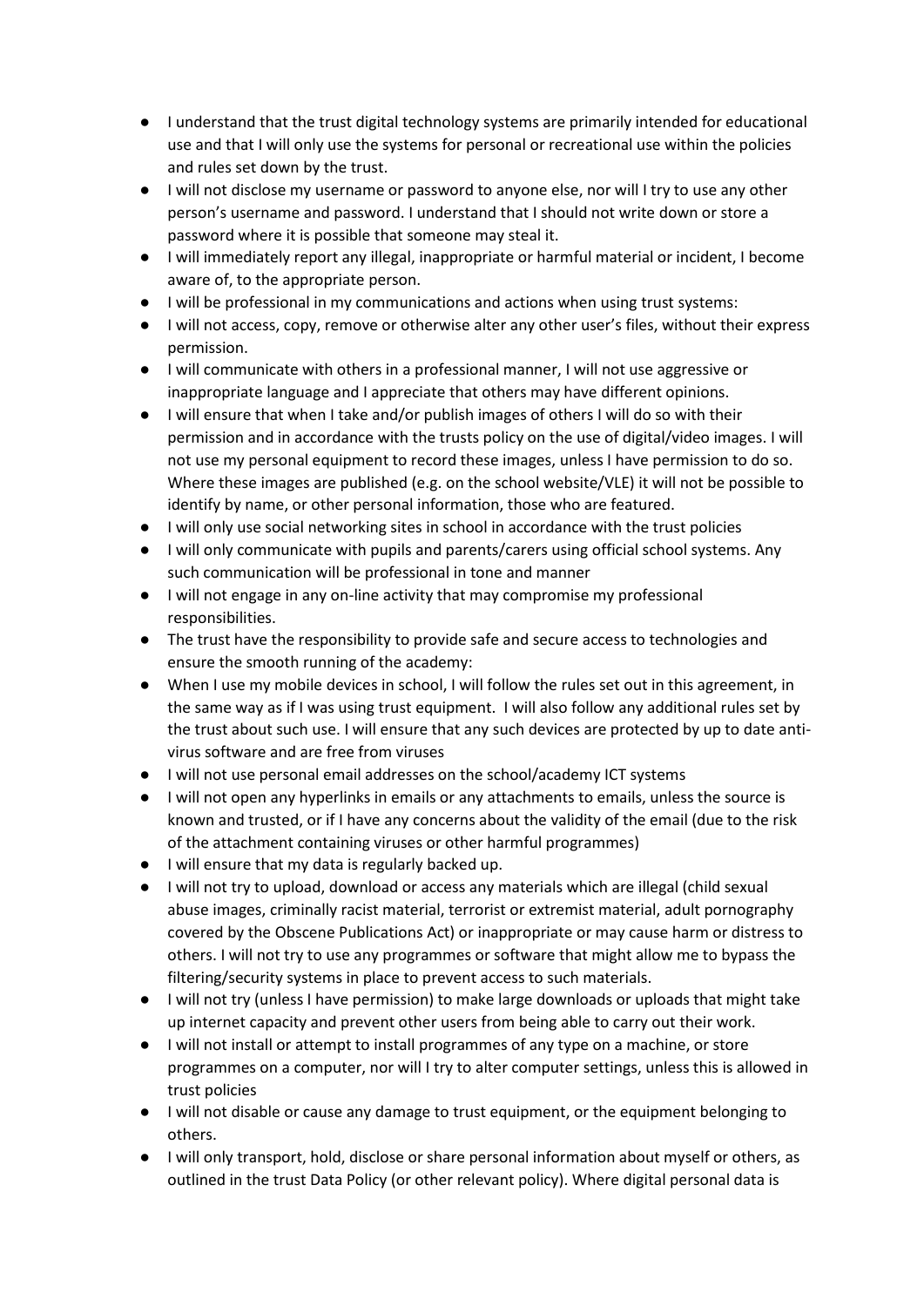- I understand that the trust digital technology systems are primarily intended for educational use and that I will only use the systems for personal or recreational use within the policies and rules set down by the trust.
- I will not disclose my username or password to anyone else, nor will I try to use any other person's username and password. I understand that I should not write down or store a password where it is possible that someone may steal it.
- I will immediately report any illegal, inappropriate or harmful material or incident, I become aware of, to the appropriate person.
- I will be professional in my communications and actions when using trust systems:
- I will not access, copy, remove or otherwise alter any other user's files, without their express permission.
- I will communicate with others in a professional manner, I will not use aggressive or inappropriate language and I appreciate that others may have different opinions.
- I will ensure that when I take and/or publish images of others I will do so with their permission and in accordance with the trusts policy on the use of digital/video images. I will not use my personal equipment to record these images, unless I have permission to do so. Where these images are published (e.g. on the school website/VLE) it will not be possible to identify by name, or other personal information, those who are featured.
- I will only use social networking sites in school in accordance with the trust policies
- I will only communicate with pupils and parents/carers using official school systems. Any such communication will be professional in tone and manner
- I will not engage in any on-line activity that may compromise my professional responsibilities.
- The trust have the responsibility to provide safe and secure access to technologies and ensure the smooth running of the academy:
- When I use my mobile devices in school, I will follow the rules set out in this agreement, in the same way as if I was using trust equipment. I will also follow any additional rules set by the trust about such use. I will ensure that any such devices are protected by up to date anti-virus software and are free from viruses
- I will not use personal email addresses on the school/academy ICT systems
- I will not open any hyperlinks in emails or any attachments to emails, unless the source is known and trusted, or if I have any concerns about the validity of the email (due to the risk of the attachment containing viruses or other harmful programmes)
- I will ensure that my data is regularly backed up.
- I will not try to upload, download or access any materials which are illegal (child sexual abuse images, criminally racist material, terrorist or extremist material, adult pornography covered by the Obscene Publications Act) or inappropriate or may cause harm or distress to others. I will not try to use any programmes or software that might allow me to bypass the filtering/security systems in place to prevent access to such materials.
- I will not try (unless I have permission) to make large downloads or uploads that might take up internet capacity and prevent other users from being able to carry out their work.
- I will not install or attempt to install programmes of any type on a machine, or store programmes on a computer, nor will I try to alter computer settings, unless this is allowed in trust policies
- I will not disable or cause any damage to trust equipment, or the equipment belonging to others.
- I will only transport, hold, disclose or share personal information about myself or others, as outlined in the trust Data Policy (or other relevant policy). Where digital personal data is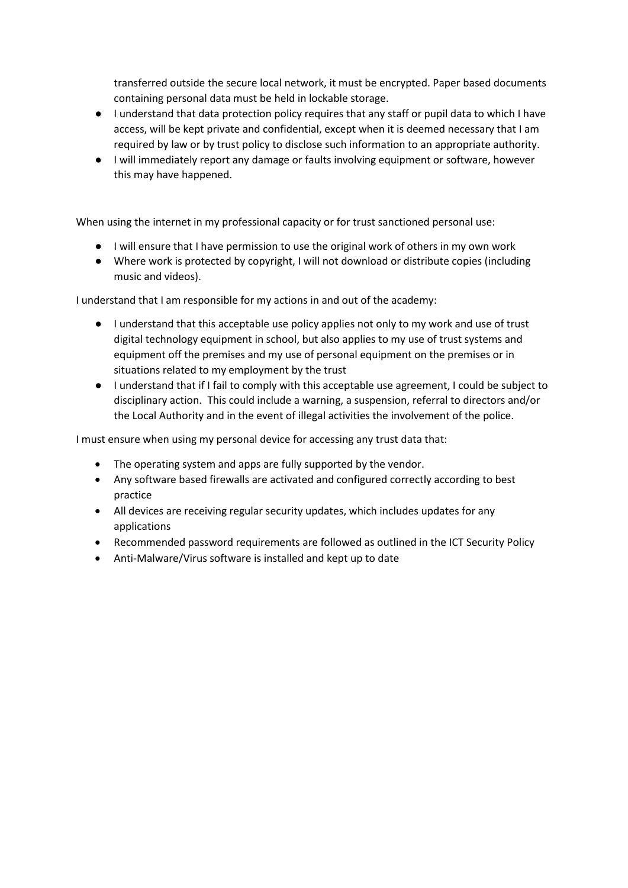transferred outside the secure local network, it must be encrypted. Paper based documents containing personal data must be held in lockable storage.

- I understand that data protection policy requires that any staff or pupil data to which I have access, will be kept private and confidential, except when it is deemed necessary that I am required by law or by trust policy to disclose such information to an appropriate authority.
- I will immediately report any damage or faults involving equipment or software, however this may have happened.

When using the internet in my professional capacity or for trust sanctioned personal use:

- I will ensure that I have permission to use the original work of others in my own work
- Where work is protected by copyright, I will not download or distribute copies (including music and videos).

I understand that I am responsible for my actions in and out of the academy:

- I understand that this acceptable use policy applies not only to my work and use of trust digital technology equipment in school, but also applies to my use of trust systems and equipment off the premises and my use of personal equipment on the premises or in situations related to my employment by the trust
- I understand that if I fail to comply with this acceptable use agreement, I could be subject to disciplinary action. This could include a warning, a suspension, referral to directors and/or the Local Authority and in the event of illegal activities the involvement of the police.

I must ensure when using my personal device for accessing any trust data that:

- The operating system and apps are fully supported by the vendor.
- Any software based firewalls are activated and configured correctly according to best practice
- All devices are receiving regular security updates, which includes updates for any applications
- Recommended password requirements are followed as outlined in the ICT Security Policy
- Anti-Malware/Virus software is installed and kept up to date